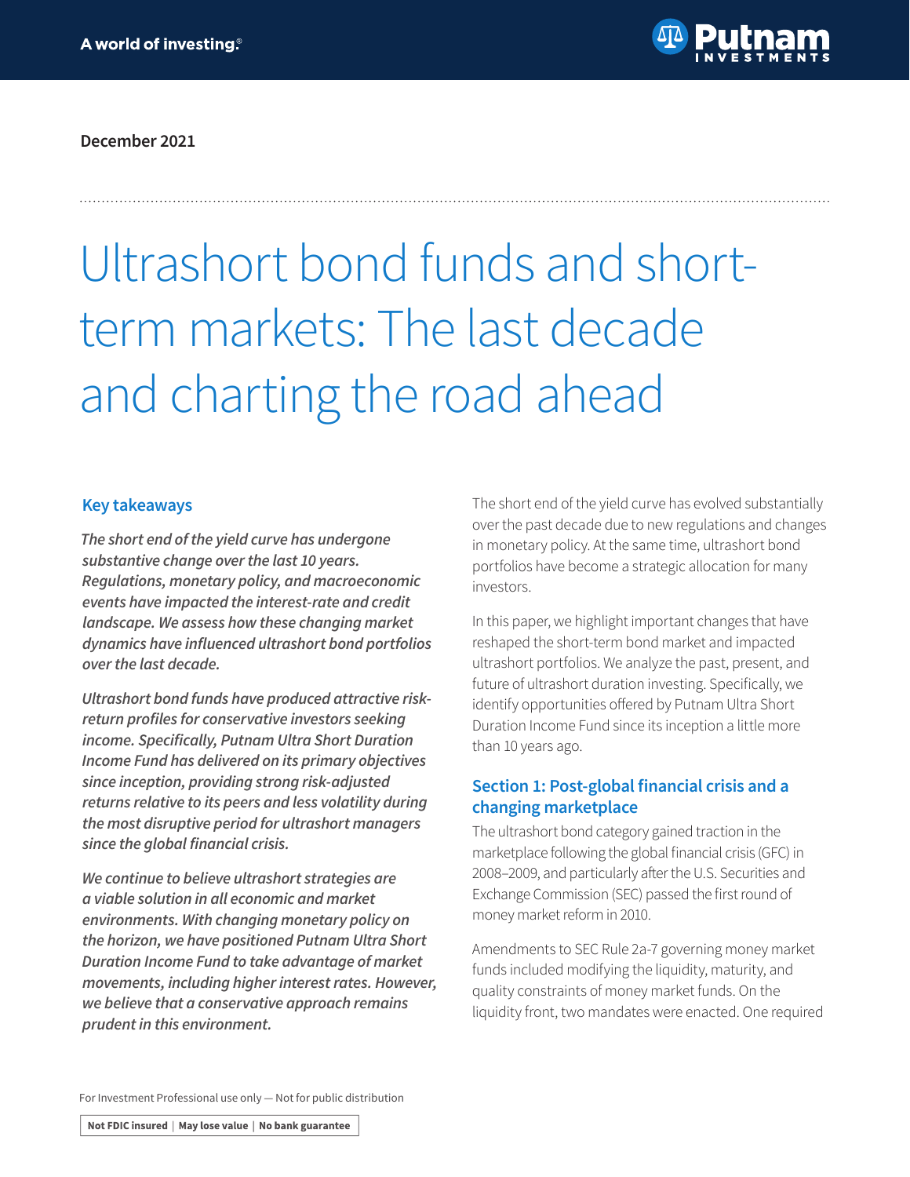December 2021

# Ultrashort bond funds and short-term markets: The last decade and charting the road ahead

## Key takeaways

*The short end of the yield curve has undergone substantive change over the last 10 years. Regulations, monetary policy, and macroeconomic events have impacted the interest-rate and credit landscape. We assess how these changing market dynamics have influenced ultrashort bond portfolios over the last decade.*

*Ultrashort bond funds have produced attractive risk-return profiles for conservative investors seeking income. Specifically, Putnam Ultra Short Duration Income Fund has delivered on its primary objectives since inception, providing strong risk-adjusted returns relative to its peers and less volatility during the most disruptive period for ultrashort managers since the global financial crisis.*

*We continue to believe ultrashort strategies are a viable solution in all economic and market environments. With changing monetary policy on the horizon, we have positioned Putnam Ultra Short Duration Income Fund to take advantage of market movements, including higher interest rates. However, we believe that a conservative approach remains prudent in this environment.*

The short end of the yield curve has evolved substantially over the past decade due to new regulations and changes in monetary policy. At the same time, ultrashort bond portfolios have become a strategic allocation for many investors.

In this paper, we highlight important changes that have reshaped the short-term bond market and impacted ultrashort portfolios. We analyze the past, present, and future of ultrashort duration investing. Specifically, we identify opportunities offered by Putnam Ultra Short Duration Income Fund since its inception a little more than 10 years ago.

## Section 1: Post-global financial crisis and a changing marketplace

The ultrashort bond category gained traction in the marketplace following the global financial crisis (GFC) in 2008–2009, and particularly after the U.S. Securities and Exchange Commission (SEC) passed the first round of money market reform in 2010.

Amendments to SEC Rule 2a-7 governing money market funds included modifying the liquidity, maturity, and quality constraints of money market funds. On the liquidity front, two mandates were enacted. One required

For Investment Professional use only — Not for public distribution

Not FDIC insured | May lose value | No bank guarantee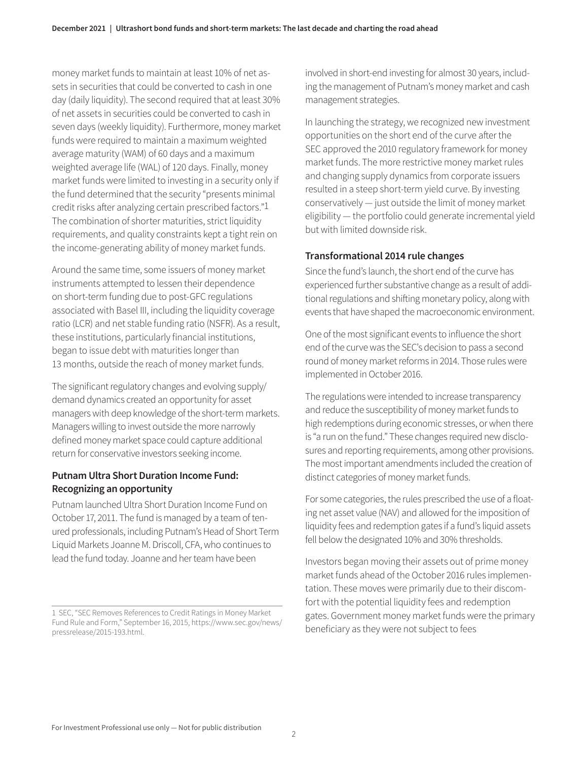money market funds to maintain at least 10% of net assets in securities that could be converted to cash in one day (daily liquidity). The second required that at least 30% of net assets in securities could be converted to cash in seven days (weekly liquidity). Furthermore, money market funds were required to maintain a maximum weighted average maturity (WAM) of 60 days and a maximum weighted average life (WAL) of 120 days. Finally, money market funds were limited to investing in a security only if the fund determined that the security "presents minimal credit risks after analyzing certain prescribed factors."[1] The combination of shorter maturities, strict liquidity requirements, and quality constraints kept a tight rein on the income-generating ability of money market funds.

Around the same time, some issuers of money market instruments attempted to lessen their dependence on short-term funding due to post-GFC regulations associated with Basel III, including the liquidity coverage ratio (LCR) and net stable funding ratio (NSFR). As a result, these institutions, particularly financial institutions, began to issue debt with maturities longer than 13 months, outside the reach of money market funds.

The significant regulatory changes and evolving supply/demand dynamics created an opportunity for asset managers with deep knowledge of the short-term markets. Managers willing to invest outside the more narrowly defined money market space could capture additional return for conservative investors seeking income.

### Putnam Ultra Short Duration Income Fund: Recognizing an opportunity

Putnam launched Ultra Short Duration Income Fund on October 17, 2011. The fund is managed by a team of tenured professionals, including Putnam's Head of Short Term Liquid Markets Joanne M. Driscoll, CFA, who continues to lead the fund today. Joanne and her team have been involved in short-end investing for almost 30 years, including the management of Putnam's money market and cash management strategies.

In launching the strategy, we recognized new investment opportunities on the short end of the curve after the SEC approved the 2010 regulatory framework for money market funds. The more restrictive money market rules and changing supply dynamics from corporate issuers resulted in a steep short-term yield curve. By investing conservatively — just outside the limit of money market eligibility — the portfolio could generate incremental yield but with limited downside risk.

### Transformational 2014 rule changes

Since the fund's launch, the short end of the curve has experienced further substantive change as a result of additional regulations and shifting monetary policy, along with events that have shaped the macroeconomic environment.

One of the most significant events to influence the short end of the curve was the SEC's decision to pass a second round of money market reforms in 2014. Those rules were implemented in October 2016.

The regulations were intended to increase transparency and reduce the susceptibility of money market funds to high redemptions during economic stresses, or when there is "a run on the fund." These changes required new disclosures and reporting requirements, among other provisions. The most important amendments included the creation of distinct categories of money market funds.

For some categories, the rules prescribed the use of a floating net asset value (NAV) and allowed for the imposition of liquidity fees and redemption gates if a fund's liquid assets fell below the designated 10% and 30% thresholds.

Investors began moving their assets out of prime money market funds ahead of the October 2016 rules implementation. These moves were primarily due to their discomfort with the potential liquidity fees and redemption gates. Government money market funds were the primary beneficiary as they were not subject to fees

---

1 SEC, "SEC Removes References to Credit Ratings in Money Market Fund Rule and Form," September 16, 2015, https://www.sec.gov/news/pressrelease/2015-193.html.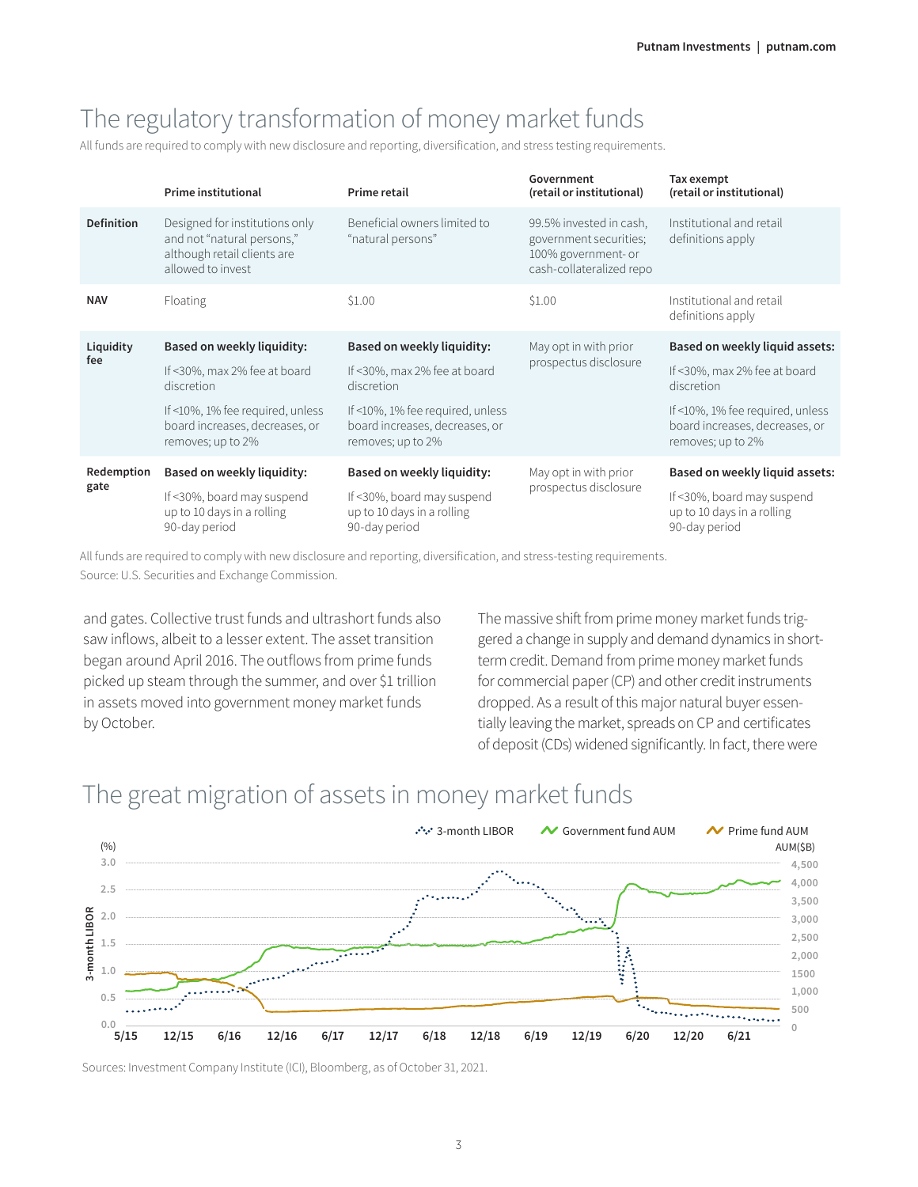## The regulatory transformation of money market funds

All funds are required to comply with new disclosure and reporting, diversification, and stress testing requirements.

| | Prime institutional | Prime retail | Government (retail or institutional) | Tax exempt (retail or institutional) |
|---|---|---|---|---|
| **Definition** | Designed for institutions only and not "natural persons," although retail clients are allowed to invest | Beneficial owners limited to "natural persons" | 99.5% invested in cash, government securities; 100% government- or cash-collateralized repo | Institutional and retail definitions apply |
| **NAV** | Floating | $1.00 | $1.00 | Institutional and retail definitions apply |
| **Liquidity fee** | **Based on weekly liquidity:** If <30%, max 2% fee at board discretion If <10%, 1% fee required, unless board increases, decreases, or removes; up to 2% | **Based on weekly liquidity:** If <30%, max 2% fee at board discretion If <10%, 1% fee required, unless board increases, decreases, or removes; up to 2% | May opt in with prior prospectus disclosure | **Based on weekly liquid assets:** If <30%, max 2% fee at board discretion If <10%, 1% fee required, unless board increases, decreases, or removes; up to 2% |
| **Redemption gate** | **Based on weekly liquidity:** If <30%, board may suspend up to 10 days in a rolling 90-day period | **Based on weekly liquidity:** If <30%, board may suspend up to 10 days in a rolling 90-day period | May opt in with prior prospectus disclosure | **Based on weekly liquid assets:** If <30%, board may suspend up to 10 days in a rolling 90-day period |

All funds are required to comply with new disclosure and reporting, diversification, and stress-testing requirements.
Source: U.S. Securities and Exchange Commission.

and gates. Collective trust funds and ultrashort funds also saw inflows, albeit to a lesser extent. The asset transition began around April 2016. The outflows from prime funds picked up steam through the summer, and over $1 trillion in assets moved into government money market funds by October.

The massive shift from prime money market funds triggered a change in supply and demand dynamics in short-term credit. Demand from prime money market funds for commercial paper (CP) and other credit instruments dropped. As a result of this major natural buyer essentially leaving the market, spreads on CP and certificates of deposit (CDs) widened significantly. In fact, there were

## The great migration of assets in money market funds

Sources: Investment Company Institute (ICI), Bloomberg, as of October 31, 2021.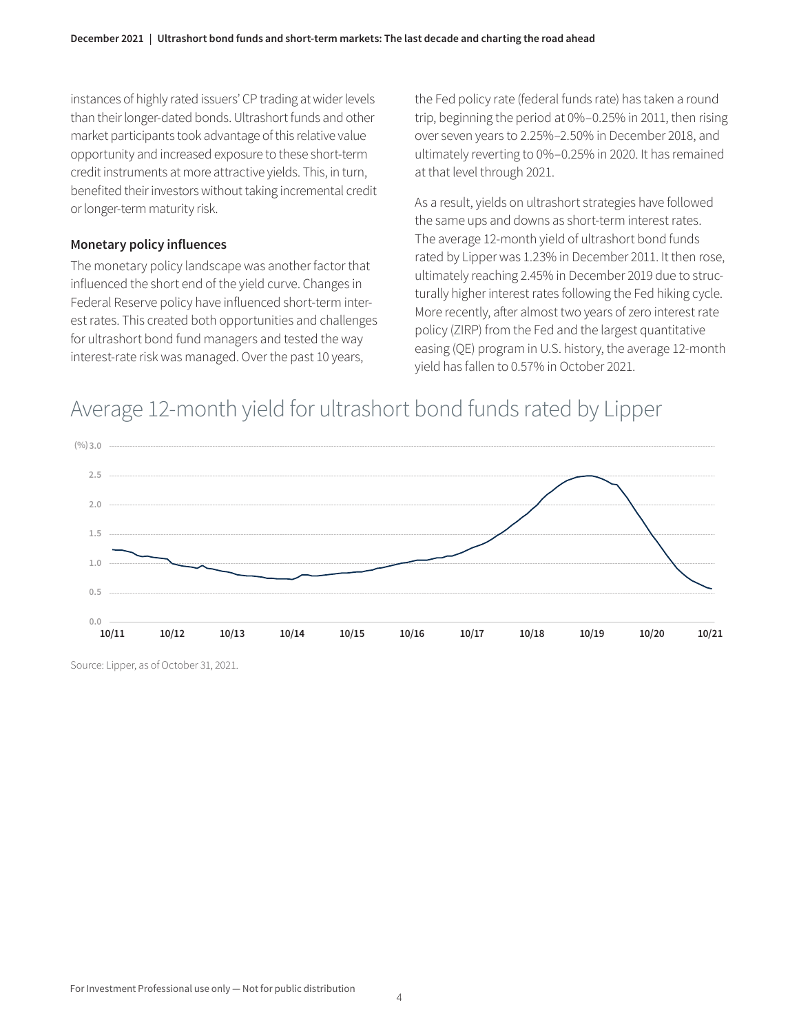instances of highly rated issuers' CP trading at wider levels than their longer-dated bonds. Ultrashort funds and other market participants took advantage of this relative value opportunity and increased exposure to these short-term credit instruments at more attractive yields. This, in turn, benefited their investors without taking incremental credit or longer-term maturity risk.

### Monetary policy influences

The monetary policy landscape was another factor that influenced the short end of the yield curve. Changes in Federal Reserve policy have influenced short-term interest rates. This created both opportunities and challenges for ultrashort bond fund managers and tested the way interest-rate risk was managed. Over the past 10 years, the Fed policy rate (federal funds rate) has taken a round trip, beginning the period at 0%–0.25% in 2011, then rising over seven years to 2.25%–2.50% in December 2018, and ultimately reverting to 0%–0.25% in 2020. It has remained at that level through 2021.

As a result, yields on ultrashort strategies have followed the same ups and downs as short-term interest rates. The average 12-month yield of ultrashort bond funds rated by Lipper was 1.23% in December 2011. It then rose, ultimately reaching 2.45% in December 2019 due to structurally higher interest rates following the Fed hiking cycle. More recently, after almost two years of zero interest rate policy (ZIRP) from the Fed and the largest quantitative easing (QE) program in U.S. history, the average 12-month yield has fallen to 0.57% in October 2021.

## Average 12-month yield for ultrashort bond funds rated by Lipper

(%) 3.0, 2.5, 2.0, 1.5, 1.0, 0.5, 0.0

10/11, 10/12, 10/13, 10/14, 10/15, 10/16, 10/17, 10/18, 10/19, 10/20, 10/21

Source: Lipper, as of October 31, 2021.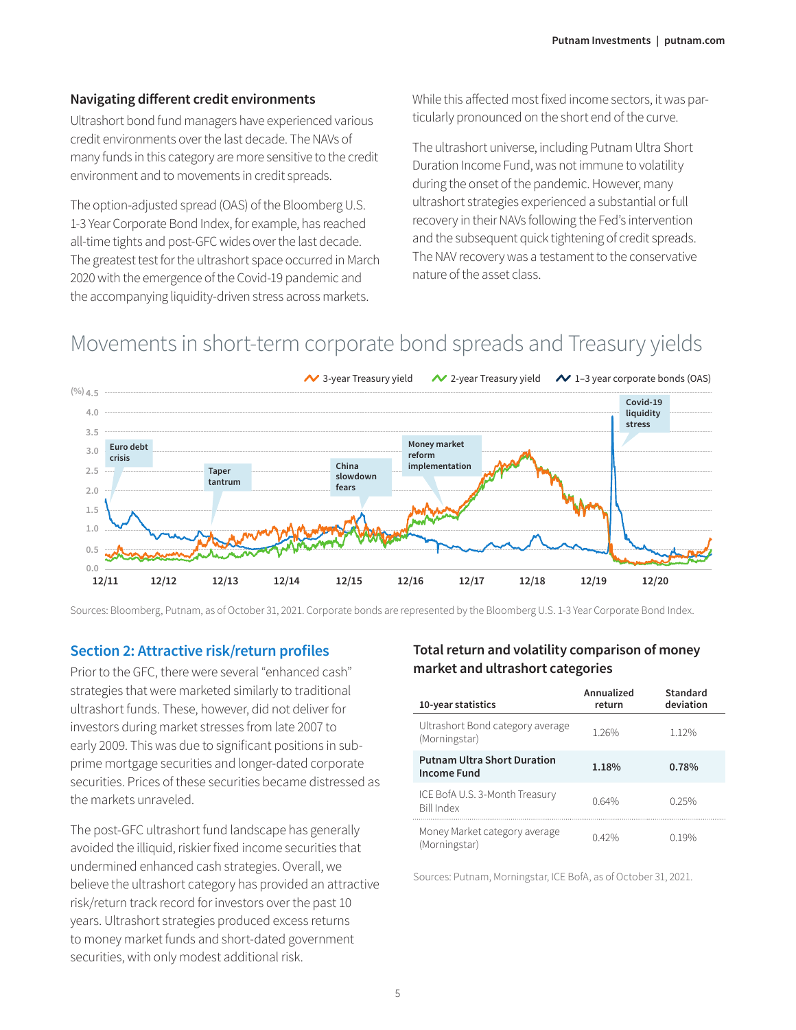## Navigating different credit environments

Ultrashort bond fund managers have experienced various credit environments over the last decade. The NAVs of many funds in this category are more sensitive to the credit environment and to movements in credit spreads.

The option-adjusted spread (OAS) of the Bloomberg U.S. 1-3 Year Corporate Bond Index, for example, has reached all-time tights and post-GFC wides over the last decade. The greatest test for the ultrashort space occurred in March 2020 with the emergence of the Covid-19 pandemic and the accompanying liquidity-driven stress across markets. While this affected most fixed income sectors, it was particularly pronounced on the short end of the curve.

The ultrashort universe, including Putnam Ultra Short Duration Income Fund, was not immune to volatility during the onset of the pandemic. However, many ultrashort strategies experienced a substantial or full recovery in their NAVs following the Fed's intervention and the subsequent quick tightening of credit spreads. The NAV recovery was a testament to the conservative nature of the asset class.

## Movements in short-term corporate bond spreads and Treasury yields

Legend: 3-year Treasury yield; 2-year Treasury yield; 1–3 year corporate bonds (OAS)

Y-axis (%): 0.0 to 4.5. X-axis: 12/11, 12/12, 12/13, 12/14, 12/15, 12/16, 12/17, 12/18, 12/19, 12/20

Annotations: Euro debt crisis; Taper tantrum; China slowdown fears; Money market reform implementation; Covid-19 liquidity stress

Sources: Bloomberg, Putnam, as of October 31, 2021. Corporate bonds are represented by the Bloomberg U.S. 1-3 Year Corporate Bond Index.

## Section 2: Attractive risk/return profiles

Prior to the GFC, there were several "enhanced cash" strategies that were marketed similarly to traditional ultrashort funds. These, however, did not deliver for investors during market stresses from late 2007 to early 2009. This was due to significant positions in subprime mortgage securities and longer-dated corporate securities. Prices of these securities became distressed as the markets unraveled.

The post-GFC ultrashort fund landscape has generally avoided the illiquid, riskier fixed income securities that undermined enhanced cash strategies. Overall, we believe the ultrashort category has provided an attractive risk/return track record for investors over the past 10 years. Ultrashort strategies produced excess returns to money market funds and short-dated government securities, with only modest additional risk.

### Total return and volatility comparison of money market and ultrashort categories

| 10-year statistics | Annualized return | Standard deviation |
|---|---|---|
| Ultrashort Bond category average (Morningstar) | 1.26% | 1.12% |
| **Putnam Ultra Short Duration Income Fund** | **1.18%** | **0.78%** |
| ICE BofA U.S. 3-Month Treasury Bill Index | 0.64% | 0.25% |
| Money Market category average (Morningstar) | 0.42% | 0.19% |

Sources: Putnam, Morningstar, ICE BofA, as of October 31, 2021.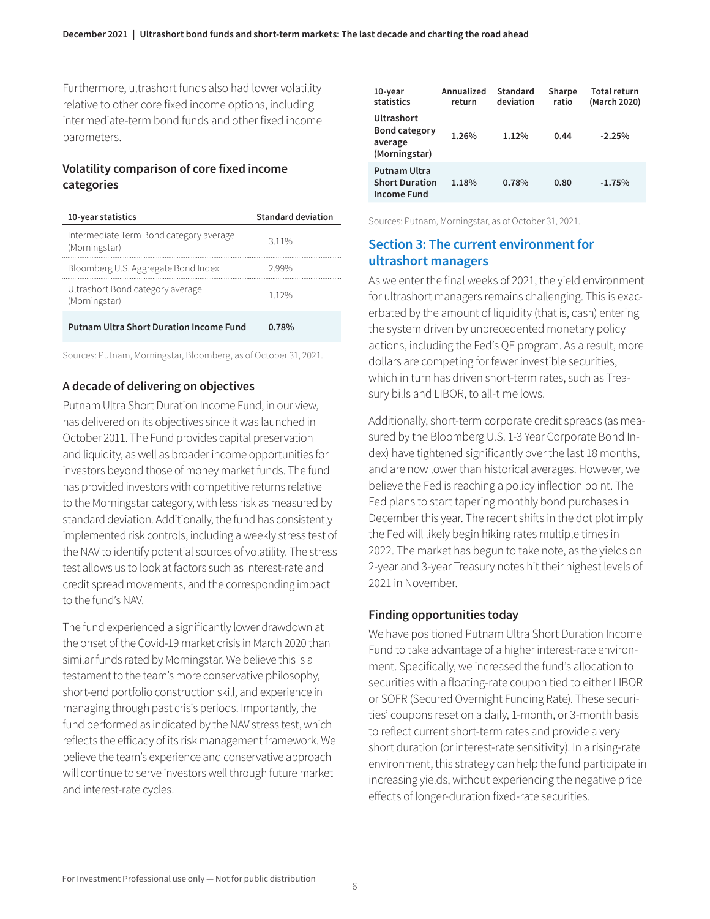Furthermore, ultrashort funds also had lower volatility relative to other core fixed income options, including intermediate-term bond funds and other fixed income barometers.

### Volatility comparison of core fixed income categories

| 10-year statistics | Standard deviation |
| --- | --- |
| Intermediate Term Bond category average (Morningstar) | 3.11% |
| Bloomberg U.S. Aggregate Bond Index | 2.99% |
| Ultrashort Bond category average (Morningstar) | 1.12% |
| **Putnam Ultra Short Duration Income Fund** | **0.78%** |

Sources: Putnam, Morningstar, Bloomberg, as of October 31, 2021.

### A decade of delivering on objectives

Putnam Ultra Short Duration Income Fund, in our view, has delivered on its objectives since it was launched in October 2011. The Fund provides capital preservation and liquidity, as well as broader income opportunities for investors beyond those of money market funds. The fund has provided investors with competitive returns relative to the Morningstar category, with less risk as measured by standard deviation. Additionally, the fund has consistently implemented risk controls, including a weekly stress test of the NAV to identify potential sources of volatility. The stress test allows us to look at factors such as interest-rate and credit spread movements, and the corresponding impact to the fund's NAV.

The fund experienced a significantly lower drawdown at the onset of the Covid-19 market crisis in March 2020 than similar funds rated by Morningstar. We believe this is a testament to the team's more conservative philosophy, short-end portfolio construction skill, and experience in managing through past crisis periods. Importantly, the fund performed as indicated by the NAV stress test, which reflects the efficacy of its risk management framework. We believe the team's experience and conservative approach will continue to serve investors well through future market and interest-rate cycles.

| 10-year statistics | Annualized return | Standard deviation | Sharpe ratio | Total return (March 2020) |
| --- | --- | --- | --- | --- |
| Ultrashort Bond category average (Morningstar) | 1.26% | 1.12% | 0.44 | -2.25% |
| Putnam Ultra Short Duration Income Fund | 1.18% | 0.78% | 0.80 | -1.75% |

Sources: Putnam, Morningstar, as of October 31, 2021.

## Section 3: The current environment for ultrashort managers

As we enter the final weeks of 2021, the yield environment for ultrashort managers remains challenging. This is exacerbated by the amount of liquidity (that is, cash) entering the system driven by unprecedented monetary policy actions, including the Fed's QE program. As a result, more dollars are competing for fewer investible securities, which in turn has driven short-term rates, such as Treasury bills and LIBOR, to all-time lows.

Additionally, short-term corporate credit spreads (as measured by the Bloomberg U.S. 1-3 Year Corporate Bond Index) have tightened significantly over the last 18 months, and are now lower than historical averages. However, we believe the Fed is reaching a policy inflection point. The Fed plans to start tapering monthly bond purchases in December this year. The recent shifts in the dot plot imply the Fed will likely begin hiking rates multiple times in 2022. The market has begun to take note, as the yields on 2-year and 3-year Treasury notes hit their highest levels of 2021 in November.

### Finding opportunities today

We have positioned Putnam Ultra Short Duration Income Fund to take advantage of a higher interest-rate environment. Specifically, we increased the fund's allocation to securities with a floating-rate coupon tied to either LIBOR or SOFR (Secured Overnight Funding Rate). These securities' coupons reset on a daily, 1-month, or 3-month basis to reflect current short-term rates and provide a very short duration (or interest-rate sensitivity). In a rising-rate environment, this strategy can help the fund participate in increasing yields, without experiencing the negative price effects of longer-duration fixed-rate securities.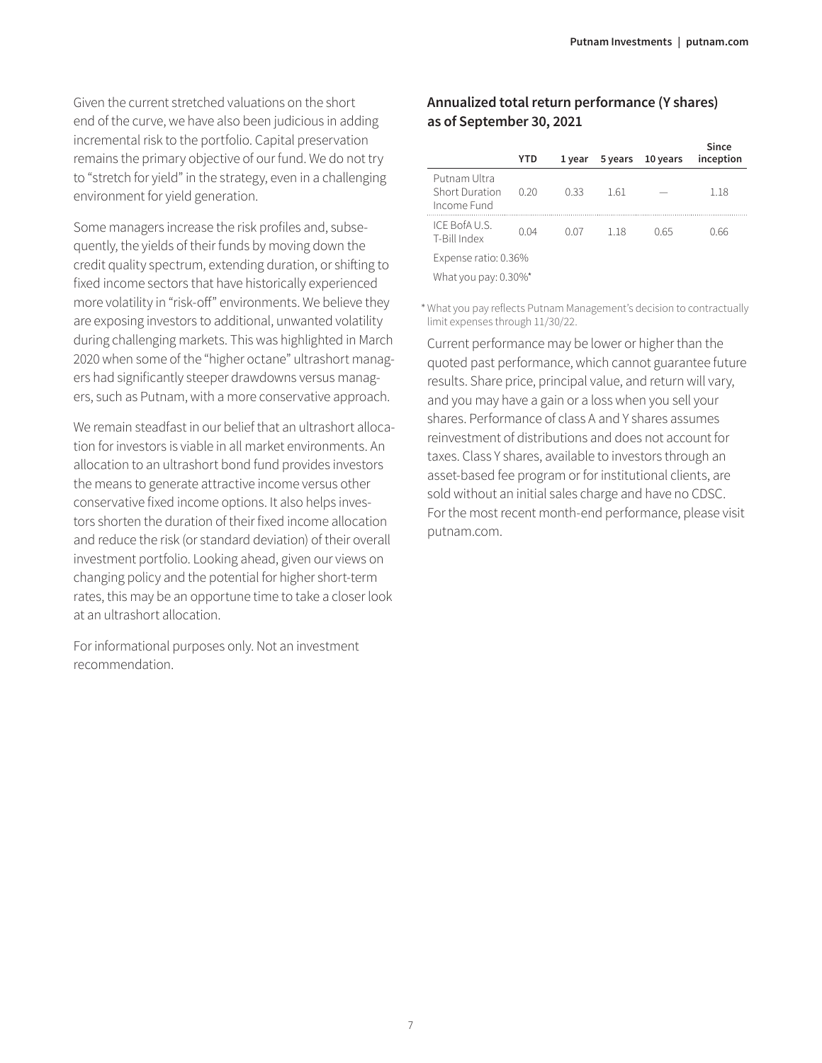Given the current stretched valuations on the short end of the curve, we have also been judicious in adding incremental risk to the portfolio. Capital preservation remains the primary objective of our fund. We do not try to "stretch for yield" in the strategy, even in a challenging environment for yield generation.

Some managers increase the risk profiles and, subsequently, the yields of their funds by moving down the credit quality spectrum, extending duration, or shifting to fixed income sectors that have historically experienced more volatility in "risk-off" environments. We believe they are exposing investors to additional, unwanted volatility during challenging markets. This was highlighted in March 2020 when some of the "higher octane" ultrashort managers had significantly steeper drawdowns versus managers, such as Putnam, with a more conservative approach.

We remain steadfast in our belief that an ultrashort allocation for investors is viable in all market environments. An allocation to an ultrashort bond fund provides investors the means to generate attractive income versus other conservative fixed income options. It also helps investors shorten the duration of their fixed income allocation and reduce the risk (or standard deviation) of their overall investment portfolio. Looking ahead, given our views on changing policy and the potential for higher short-term rates, this may be an opportune time to take a closer look at an ultrashort allocation.

For informational purposes only. Not an investment recommendation.

### Annualized total return performance (Y shares) as of September 30, 2021

| | YTD | 1 year | 5 years | 10 years | Since inception |
|---|---|---|---|---|---|
| Putnam Ultra Short Duration Income Fund | 0.20 | 0.33 | 1.61 | — | 1.18 |
| ICE BofA U.S. T-Bill Index | 0.04 | 0.07 | 1.18 | 0.65 | 0.66 |

Expense ratio: 0.36%

What you pay: 0.30%*

* What you pay reflects Putnam Management's decision to contractually limit expenses through 11/30/22.

Current performance may be lower or higher than the quoted past performance, which cannot guarantee future results. Share price, principal value, and return will vary, and you may have a gain or a loss when you sell your shares. Performance of class A and Y shares assumes reinvestment of distributions and does not account for taxes. Class Y shares, available to investors through an asset-based fee program or for institutional clients, are sold without an initial sales charge and have no CDSC. For the most recent month-end performance, please visit putnam.com.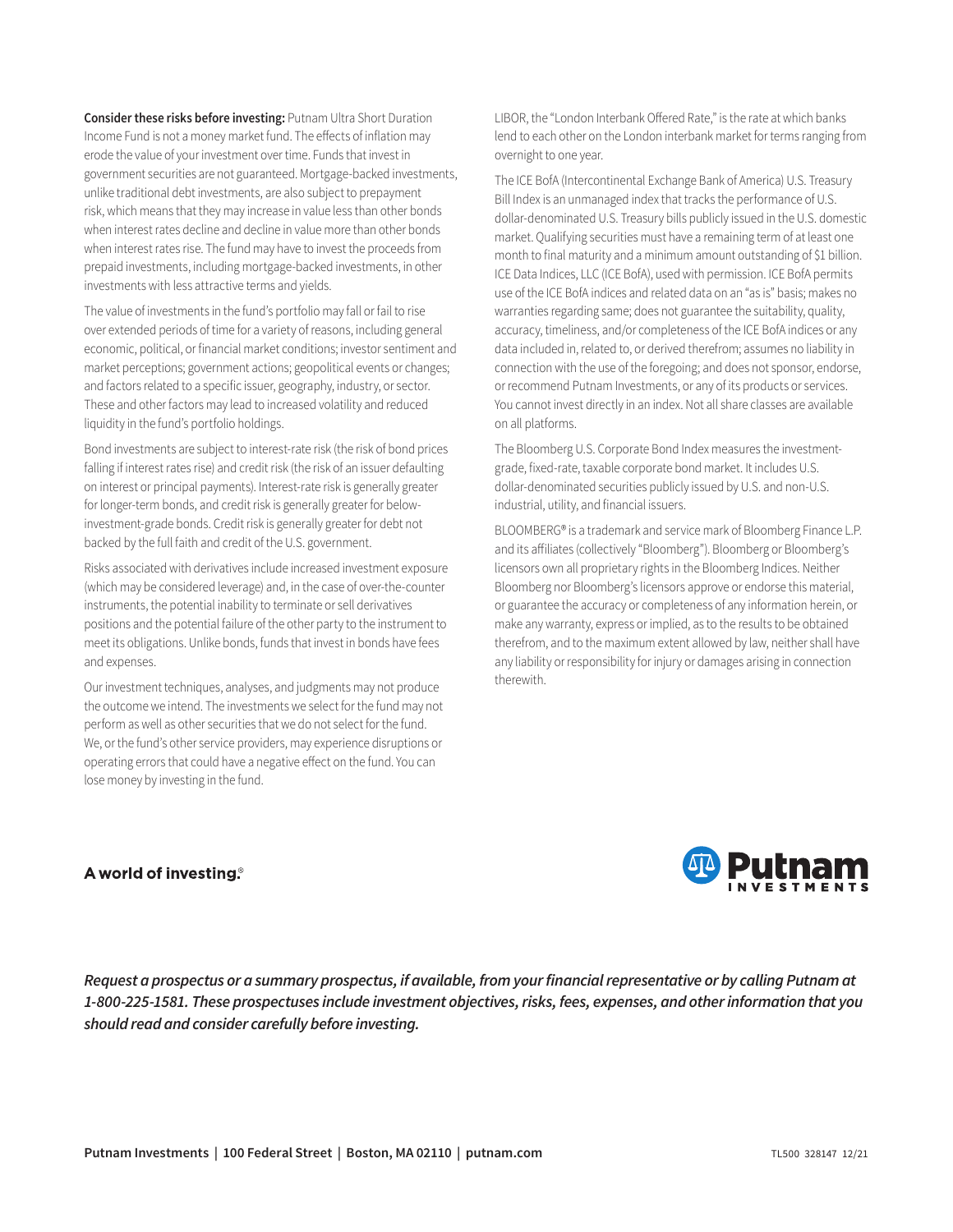**Consider these risks before investing:** Putnam Ultra Short Duration Income Fund is not a money market fund. The effects of inflation may erode the value of your investment over time. Funds that invest in government securities are not guaranteed. Mortgage-backed investments, unlike traditional debt investments, are also subject to prepayment risk, which means that they may increase in value less than other bonds when interest rates decline and decline in value more than other bonds when interest rates rise. The fund may have to invest the proceeds from prepaid investments, including mortgage-backed investments, in other investments with less attractive terms and yields.

The value of investments in the fund's portfolio may fall or fail to rise over extended periods of time for a variety of reasons, including general economic, political, or financial market conditions; investor sentiment and market perceptions; government actions; geopolitical events or changes; and factors related to a specific issuer, geography, industry, or sector. These and other factors may lead to increased volatility and reduced liquidity in the fund's portfolio holdings.

Bond investments are subject to interest-rate risk (the risk of bond prices falling if interest rates rise) and credit risk (the risk of an issuer defaulting on interest or principal payments). Interest-rate risk is generally greater for longer-term bonds, and credit risk is generally greater for below-investment-grade bonds. Credit risk is generally greater for debt not backed by the full faith and credit of the U.S. government.

Risks associated with derivatives include increased investment exposure (which may be considered leverage) and, in the case of over-the-counter instruments, the potential inability to terminate or sell derivatives positions and the potential failure of the other party to the instrument to meet its obligations. Unlike bonds, funds that invest in bonds have fees and expenses.

Our investment techniques, analyses, and judgments may not produce the outcome we intend. The investments we select for the fund may not perform as well as other securities that we do not select for the fund. We, or the fund's other service providers, may experience disruptions or operating errors that could have a negative effect on the fund. You can lose money by investing in the fund.

LIBOR, the "London Interbank Offered Rate," is the rate at which banks lend to each other on the London interbank market for terms ranging from overnight to one year.

The ICE BofA (Intercontinental Exchange Bank of America) U.S. Treasury Bill Index is an unmanaged index that tracks the performance of U.S. dollar-denominated U.S. Treasury bills publicly issued in the U.S. domestic market. Qualifying securities must have a remaining term of at least one month to final maturity and a minimum amount outstanding of $1 billion. ICE Data Indices, LLC (ICE BofA), used with permission. ICE BofA permits use of the ICE BofA indices and related data on an "as is" basis; makes no warranties regarding same; does not guarantee the suitability, quality, accuracy, timeliness, and/or completeness of the ICE BofA indices or any data included in, related to, or derived therefrom; assumes no liability in connection with the use of the foregoing; and does not sponsor, endorse, or recommend Putnam Investments, or any of its products or services. You cannot invest directly in an index. Not all share classes are available on all platforms.

The Bloomberg U.S. Corporate Bond Index measures the investment-grade, fixed-rate, taxable corporate bond market. It includes U.S. dollar-denominated securities publicly issued by U.S. and non-U.S. industrial, utility, and financial issuers.

BLOOMBERG® is a trademark and service mark of Bloomberg Finance L.P. and its affiliates (collectively "Bloomberg"). Bloomberg or Bloomberg's licensors own all proprietary rights in the Bloomberg Indices. Neither Bloomberg nor Bloomberg's licensors approve or endorse this material, or guarantee the accuracy or completeness of any information herein, or make any warranty, express or implied, as to the results to be obtained therefrom, and to the maximum extent allowed by law, neither shall have any liability or responsibility for injury or damages arising in connection therewith.

**A world of investing.®**

Putnam Investments

***Request a prospectus or a summary prospectus, if available, from your financial representative or by calling Putnam at 1-800-225-1581. These prospectuses include investment objectives, risks, fees, expenses, and other information that you should read and consider carefully before investing.***

**Putnam Investments | 100 Federal Street | Boston, MA 02110 | putnam.com**

TL500 328147 12/21